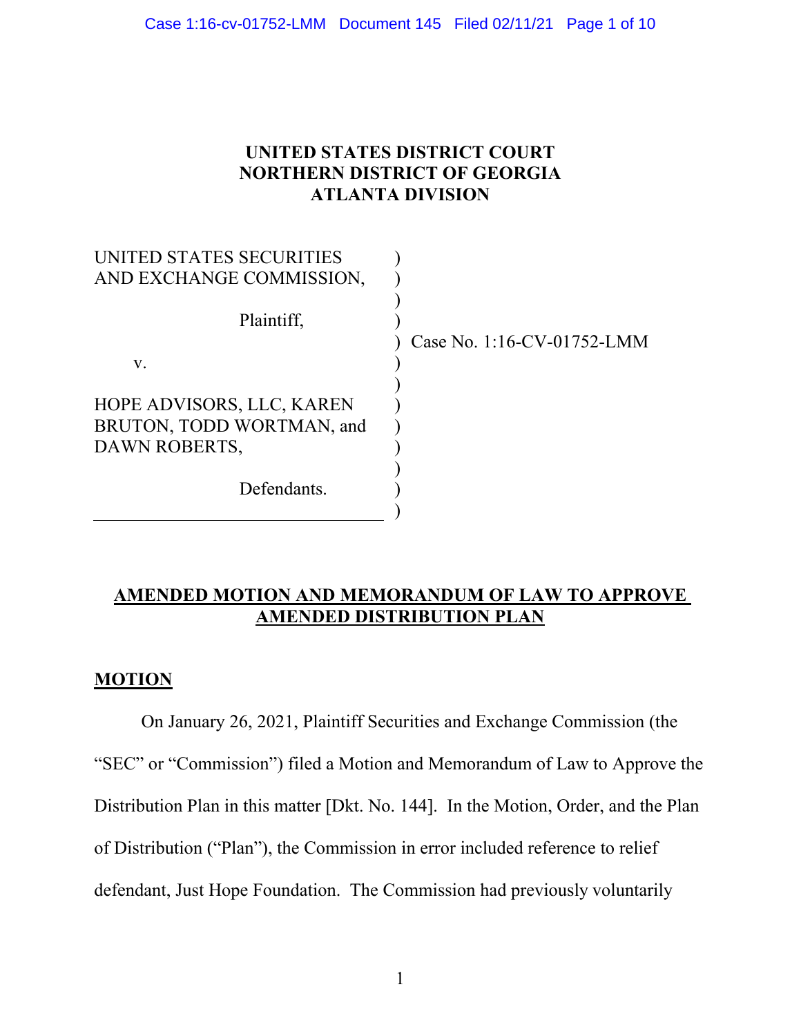# UNITED STATES DISTRICT COURT
# NORTHERN DISTRICT OF GEORGIA
# ATLANTA DIVISION

UNITED STATES SECURITIES AND EXCHANGE COMMISSION,

Plaintiff,

v.

HOPE ADVISORS, LLC, KAREN BRUTON, TODD WORTMAN, and DAWN ROBERTS,

Defendants.

Case No. 1:16-CV-01752-LMM

## AMENDED MOTION AND MEMORANDUM OF LAW TO APPROVE AMENDED DISTRIBUTION PLAN

## MOTION

On January 26, 2021, Plaintiff Securities and Exchange Commission (the "SEC" or "Commission") filed a Motion and Memorandum of Law to Approve the Distribution Plan in this matter [Dkt. No. 144]. In the Motion, Order, and the Plan of Distribution ("Plan"), the Commission in error included reference to relief defendant, Just Hope Foundation. The Commission had previously voluntarily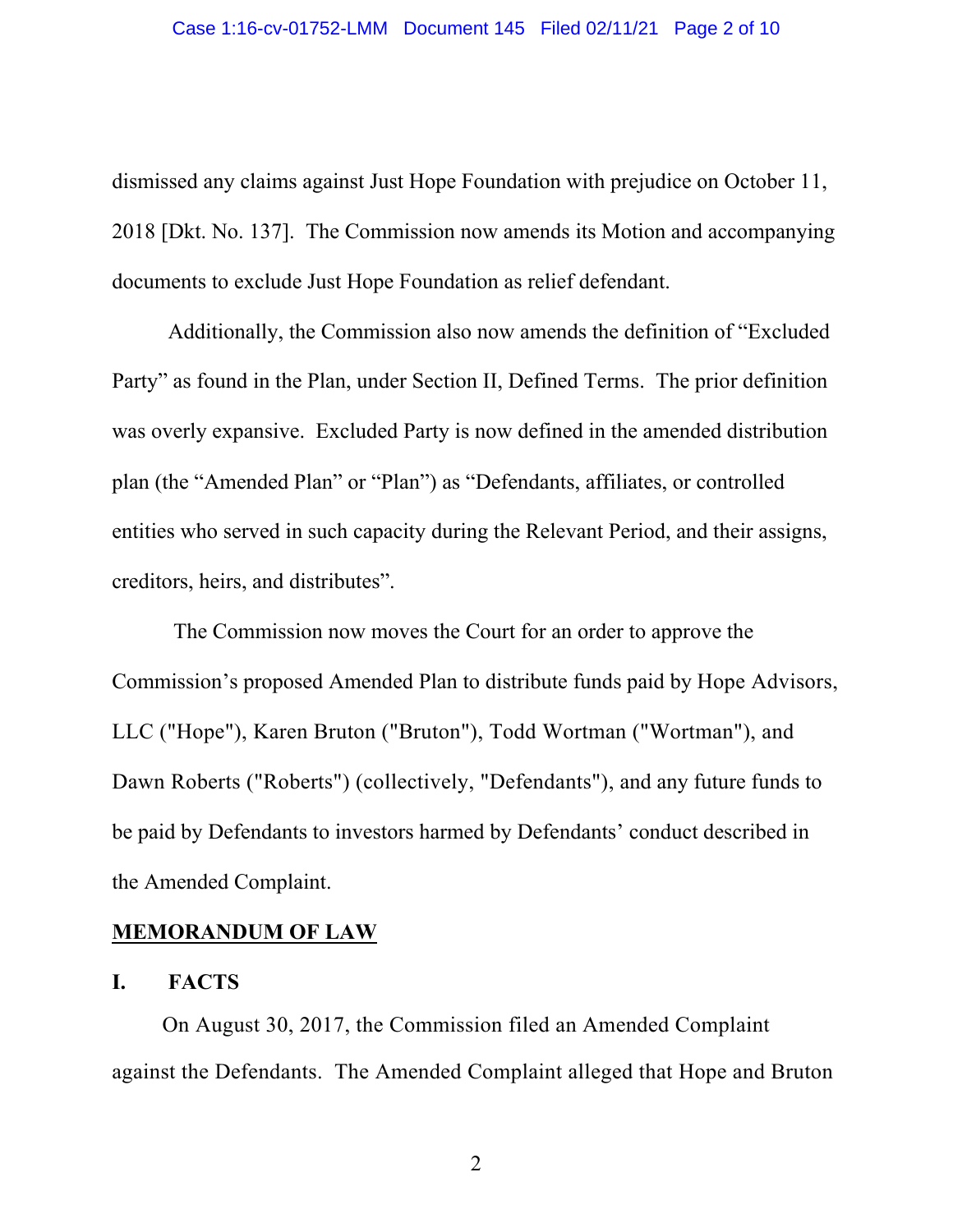dismissed any claims against Just Hope Foundation with prejudice on October 11, 2018 [Dkt. No. 137]. The Commission now amends its Motion and accompanying documents to exclude Just Hope Foundation as relief defendant.

Additionally, the Commission also now amends the definition of "Excluded Party" as found in the Plan, under Section II, Defined Terms. The prior definition was overly expansive. Excluded Party is now defined in the amended distribution plan (the "Amended Plan" or "Plan") as "Defendants, affiliates, or controlled entities who served in such capacity during the Relevant Period, and their assigns, creditors, heirs, and distributes".

The Commission now moves the Court for an order to approve the Commission's proposed Amended Plan to distribute funds paid by Hope Advisors, LLC ("Hope"), Karen Bruton ("Bruton"), Todd Wortman ("Wortman"), and Dawn Roberts ("Roberts") (collectively, "Defendants"), and any future funds to be paid by Defendants to investors harmed by Defendants' conduct described in the Amended Complaint.

## MEMORANDUM OF LAW

### I. FACTS

On August 30, 2017, the Commission filed an Amended Complaint against the Defendants. The Amended Complaint alleged that Hope and Bruton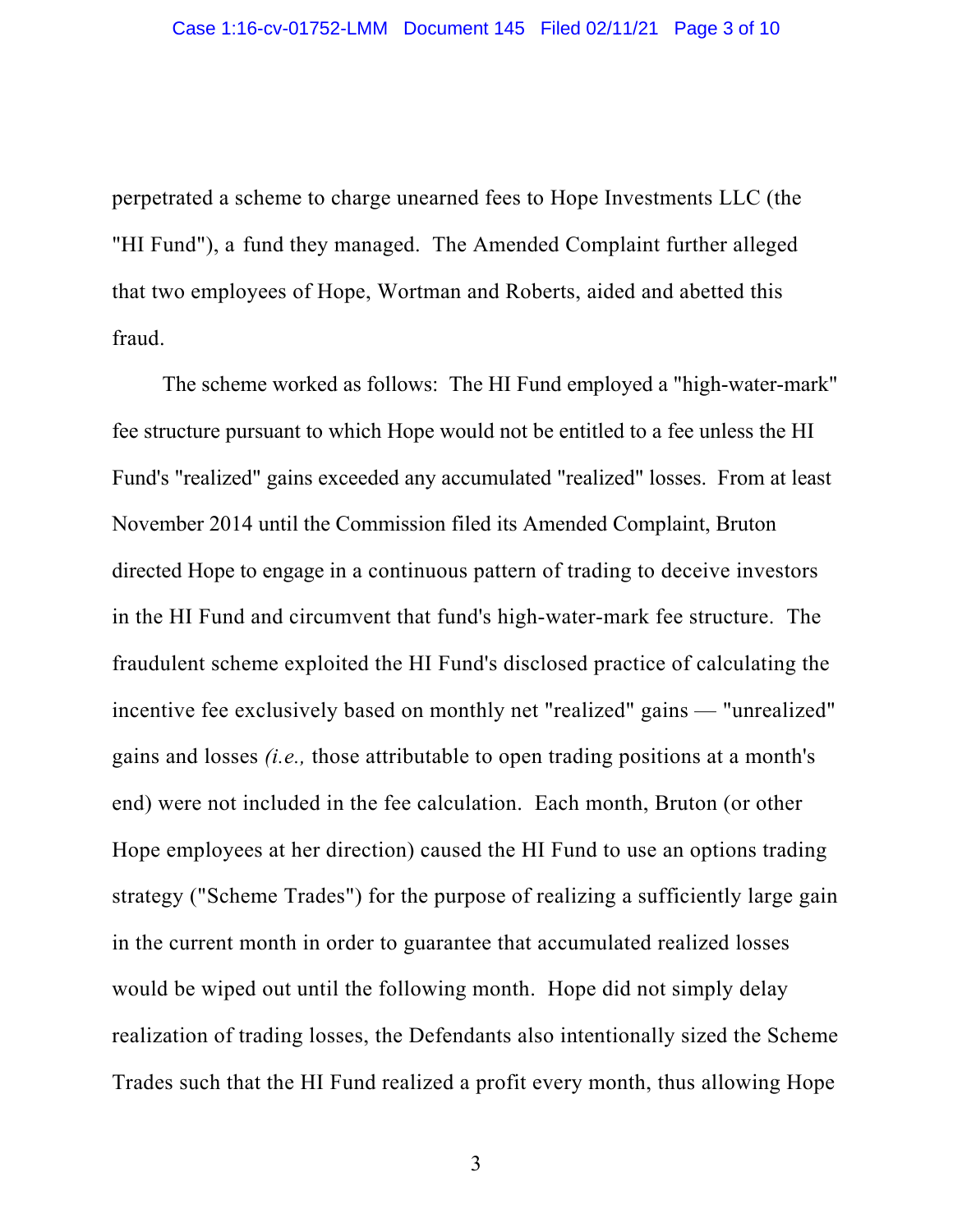perpetrated a scheme to charge unearned fees to Hope Investments LLC (the "HI Fund"), a fund they managed. The Amended Complaint further alleged that two employees of Hope, Wortman and Roberts, aided and abetted this fraud.

The scheme worked as follows: The HI Fund employed a "high-water-mark" fee structure pursuant to which Hope would not be entitled to a fee unless the HI Fund's "realized" gains exceeded any accumulated "realized" losses. From at least November 2014 until the Commission filed its Amended Complaint, Bruton directed Hope to engage in a continuous pattern of trading to deceive investors in the HI Fund and circumvent that fund's high-water-mark fee structure. The fraudulent scheme exploited the HI Fund's disclosed practice of calculating the incentive fee exclusively based on monthly net "realized" gains — "unrealized" gains and losses *(i.e.,* those attributable to open trading positions at a month's end) were not included in the fee calculation. Each month, Bruton (or other Hope employees at her direction) caused the HI Fund to use an options trading strategy ("Scheme Trades") for the purpose of realizing a sufficiently large gain in the current month in order to guarantee that accumulated realized losses would be wiped out until the following month. Hope did not simply delay realization of trading losses, the Defendants also intentionally sized the Scheme Trades such that the HI Fund realized a profit every month, thus allowing Hope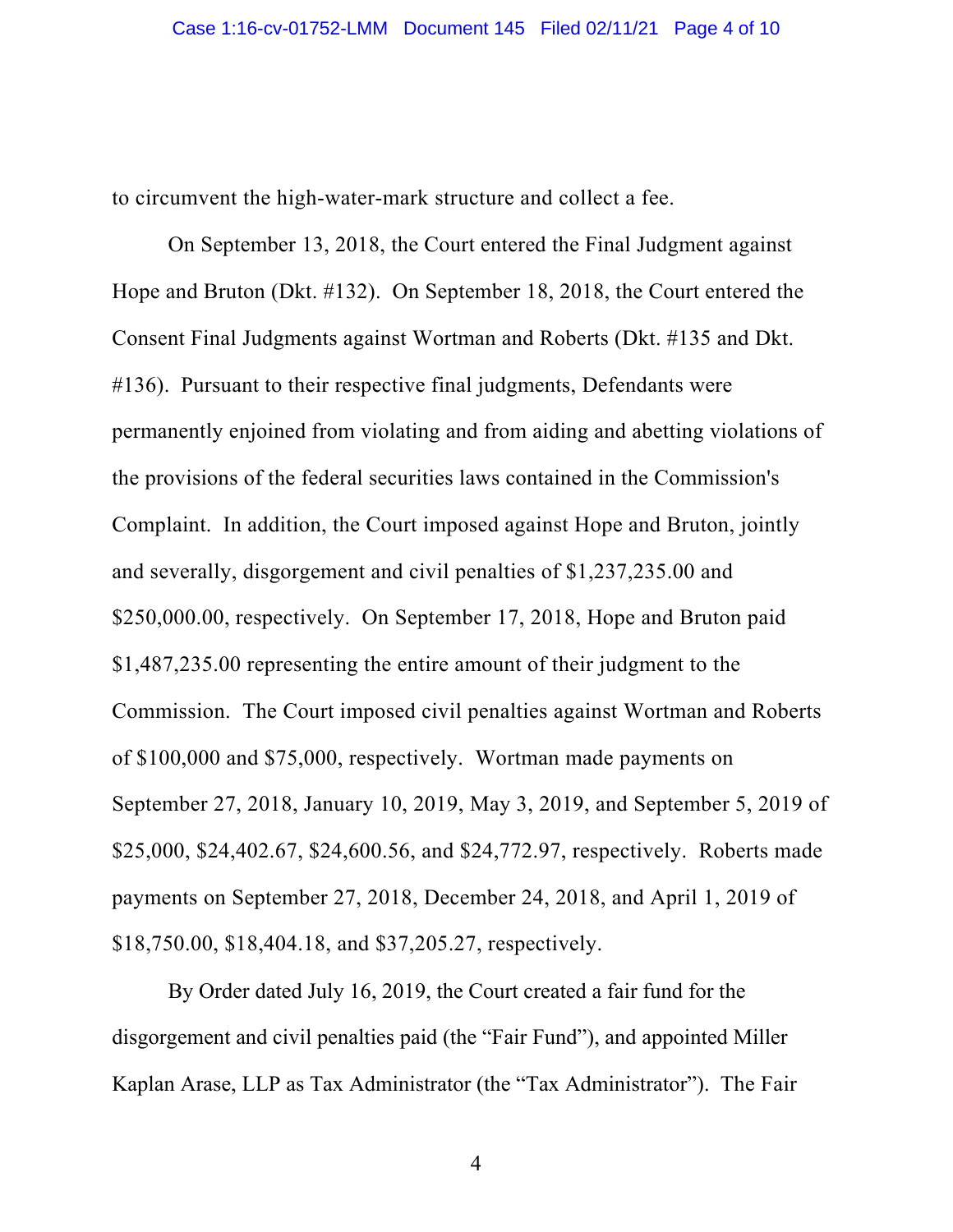to circumvent the high-water-mark structure and collect a fee.

On September 13, 2018, the Court entered the Final Judgment against Hope and Bruton (Dkt. #132). On September 18, 2018, the Court entered the Consent Final Judgments against Wortman and Roberts (Dkt. #135 and Dkt. #136). Pursuant to their respective final judgments, Defendants were permanently enjoined from violating and from aiding and abetting violations of the provisions of the federal securities laws contained in the Commission's Complaint. In addition, the Court imposed against Hope and Bruton, jointly and severally, disgorgement and civil penalties of $1,237,235.00 and $250,000.00, respectively. On September 17, 2018, Hope and Bruton paid $1,487,235.00 representing the entire amount of their judgment to the Commission. The Court imposed civil penalties against Wortman and Roberts of $100,000 and $75,000, respectively. Wortman made payments on September 27, 2018, January 10, 2019, May 3, 2019, and September 5, 2019 of $25,000, $24,402.67, $24,600.56, and $24,772.97, respectively. Roberts made payments on September 27, 2018, December 24, 2018, and April 1, 2019 of $18,750.00, $18,404.18, and $37,205.27, respectively.

By Order dated July 16, 2019, the Court created a fair fund for the disgorgement and civil penalties paid (the "Fair Fund"), and appointed Miller Kaplan Arase, LLP as Tax Administrator (the "Tax Administrator"). The Fair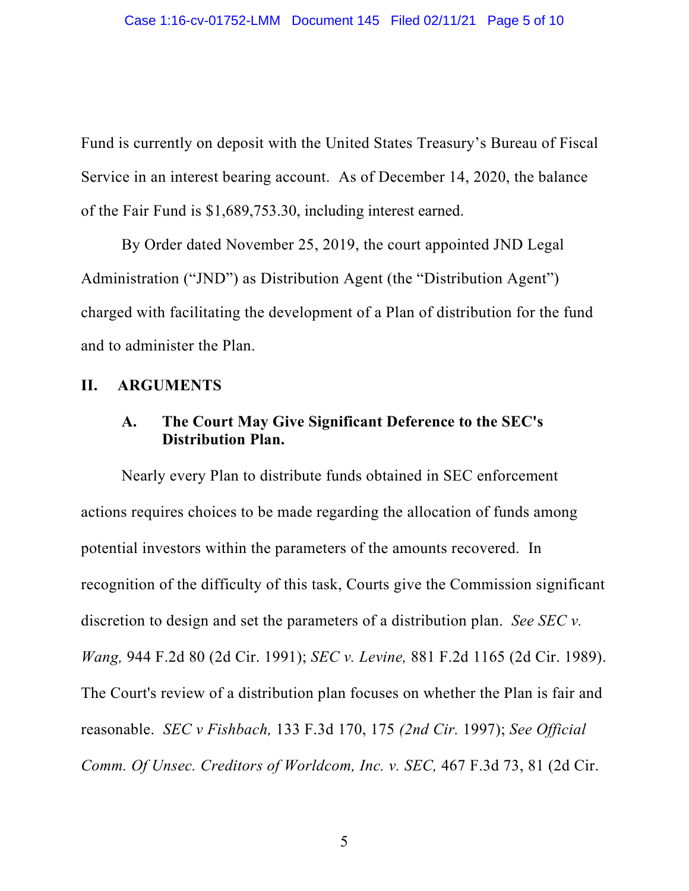Fund is currently on deposit with the United States Treasury's Bureau of Fiscal Service in an interest bearing account. As of December 14, 2020, the balance of the Fair Fund is $1,689,753.30, including interest earned.

By Order dated November 25, 2019, the court appointed JND Legal Administration ("JND") as Distribution Agent (the "Distribution Agent") charged with facilitating the development of a Plan of distribution for the fund and to administer the Plan.

## II. ARGUMENTS

### A. The Court May Give Significant Deference to the SEC's Distribution Plan.

Nearly every Plan to distribute funds obtained in SEC enforcement actions requires choices to be made regarding the allocation of funds among potential investors within the parameters of the amounts recovered. In recognition of the difficulty of this task, Courts give the Commission significant discretion to design and set the parameters of a distribution plan. *See SEC v. Wang,* 944 F.2d 80 (2d Cir. 1991); *SEC v. Levine,* 881 F.2d 1165 (2d Cir. 1989). The Court's review of a distribution plan focuses on whether the Plan is fair and reasonable. *SEC v Fishbach,* 133 F.3d 170, 175 *(2nd Cir.* 1997); *See Official Comm. Of Unsec. Creditors of Worldcom, Inc. v. SEC,* 467 F.3d 73, 81 (2d Cir.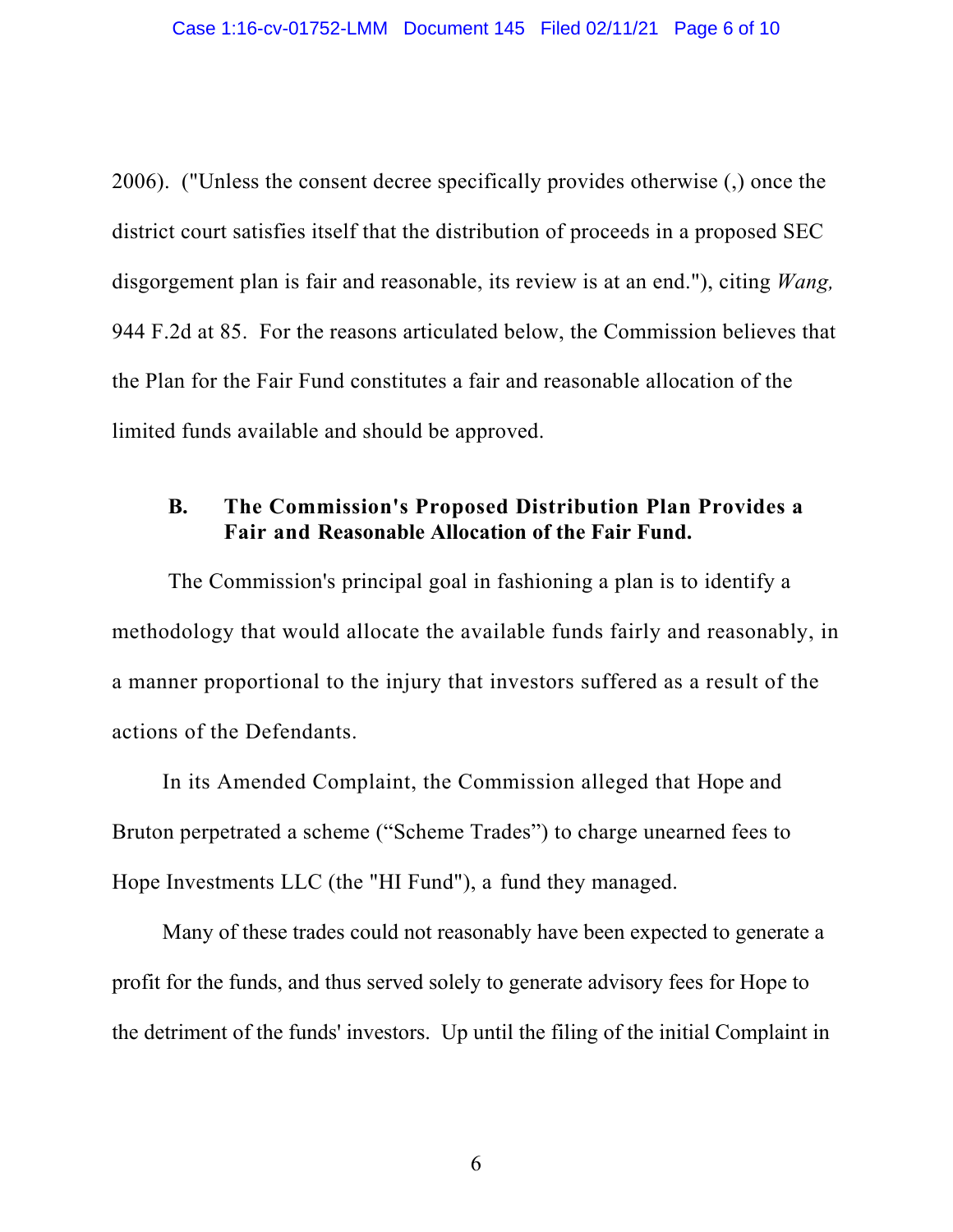2006). ("Unless the consent decree specifically provides otherwise (,) once the district court satisfies itself that the distribution of proceeds in a proposed SEC disgorgement plan is fair and reasonable, its review is at an end."), citing *Wang,* 944 F.2d at 85. For the reasons articulated below, the Commission believes that the Plan for the Fair Fund constitutes a fair and reasonable allocation of the limited funds available and should be approved.

### B. The Commission's Proposed Distribution Plan Provides a Fair and Reasonable Allocation of the Fair Fund.

The Commission's principal goal in fashioning a plan is to identify a methodology that would allocate the available funds fairly and reasonably, in a manner proportional to the injury that investors suffered as a result of the actions of the Defendants.

In its Amended Complaint, the Commission alleged that Hope and Bruton perpetrated a scheme ("Scheme Trades") to charge unearned fees to Hope Investments LLC (the "HI Fund"), a fund they managed.

Many of these trades could not reasonably have been expected to generate a profit for the funds, and thus served solely to generate advisory fees for Hope to the detriment of the funds' investors. Up until the filing of the initial Complaint in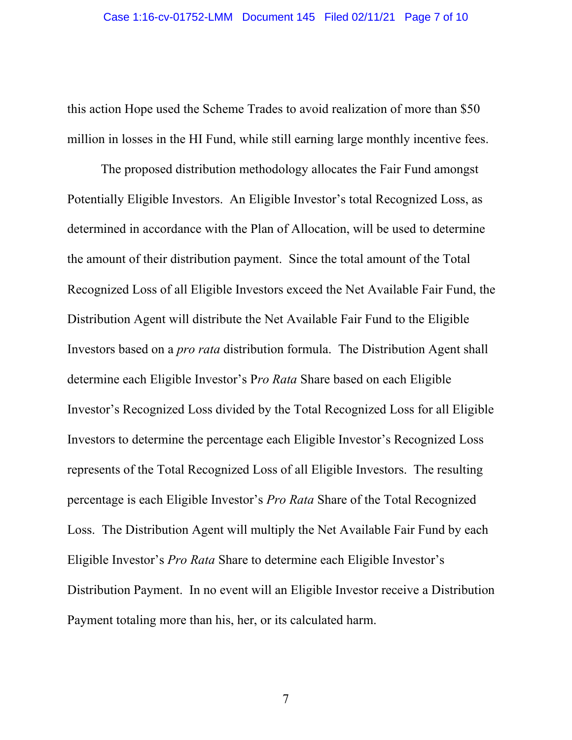this action Hope used the Scheme Trades to avoid realization of more than $50 million in losses in the HI Fund, while still earning large monthly incentive fees.

The proposed distribution methodology allocates the Fair Fund amongst Potentially Eligible Investors. An Eligible Investor's total Recognized Loss, as determined in accordance with the Plan of Allocation, will be used to determine the amount of their distribution payment. Since the total amount of the Total Recognized Loss of all Eligible Investors exceed the Net Available Fair Fund, the Distribution Agent will distribute the Net Available Fair Fund to the Eligible Investors based on a *pro rata* distribution formula. The Distribution Agent shall determine each Eligible Investor's P*ro Rata* Share based on each Eligible Investor's Recognized Loss divided by the Total Recognized Loss for all Eligible Investors to determine the percentage each Eligible Investor's Recognized Loss represents of the Total Recognized Loss of all Eligible Investors. The resulting percentage is each Eligible Investor's *Pro Rata* Share of the Total Recognized Loss. The Distribution Agent will multiply the Net Available Fair Fund by each Eligible Investor's *Pro Rata* Share to determine each Eligible Investor's Distribution Payment. In no event will an Eligible Investor receive a Distribution Payment totaling more than his, her, or its calculated harm.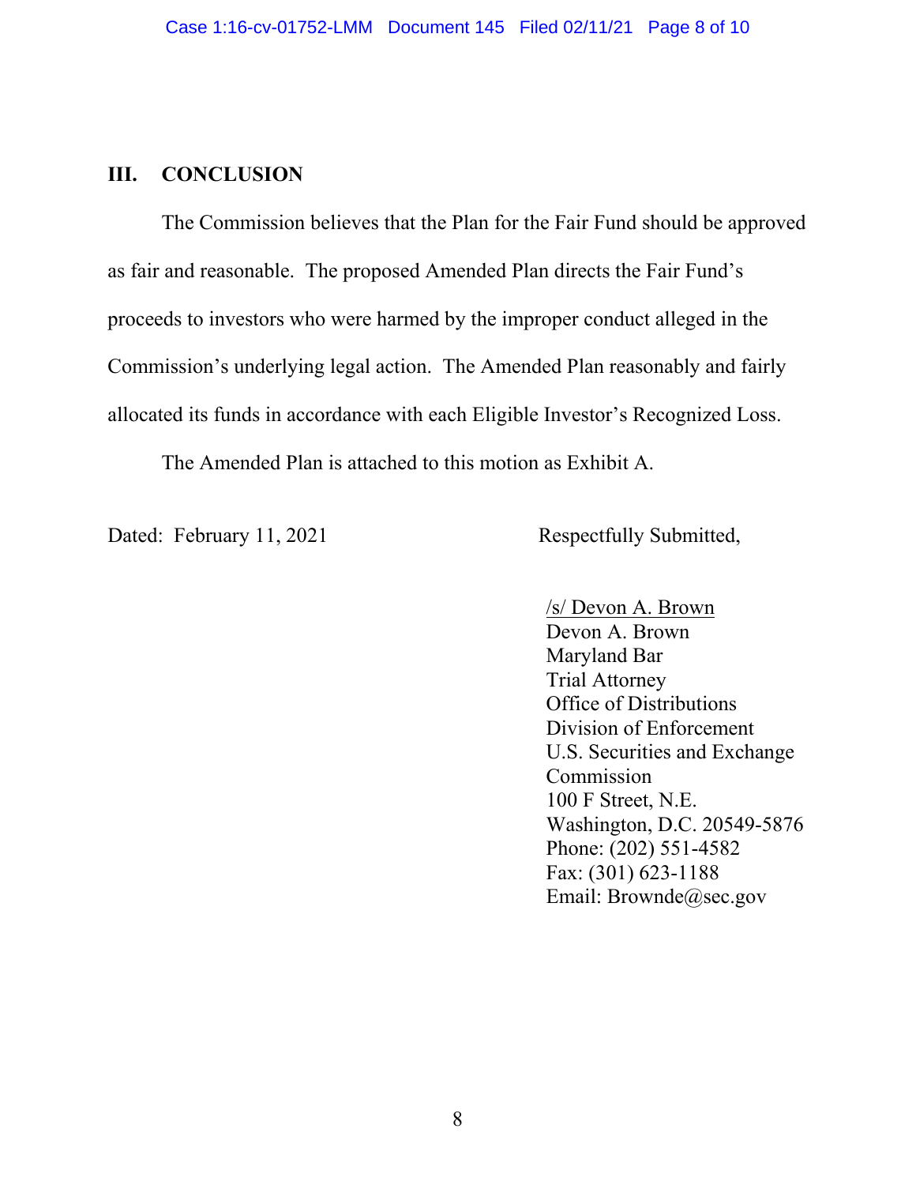## III. CONCLUSION

The Commission believes that the Plan for the Fair Fund should be approved as fair and reasonable. The proposed Amended Plan directs the Fair Fund's proceeds to investors who were harmed by the improper conduct alleged in the Commission's underlying legal action. The Amended Plan reasonably and fairly allocated its funds in accordance with each Eligible Investor's Recognized Loss.

The Amended Plan is attached to this motion as Exhibit A.

Dated: February 11, 2021

Respectfully Submitted,

/s/ Devon A. Brown
Devon A. Brown
Maryland Bar
Trial Attorney
Office of Distributions
Division of Enforcement
U.S. Securities and Exchange Commission
100 F Street, N.E.
Washington, D.C. 20549-5876
Phone: (202) 551-4582
Fax: (301) 623-1188
Email: Brownde@sec.gov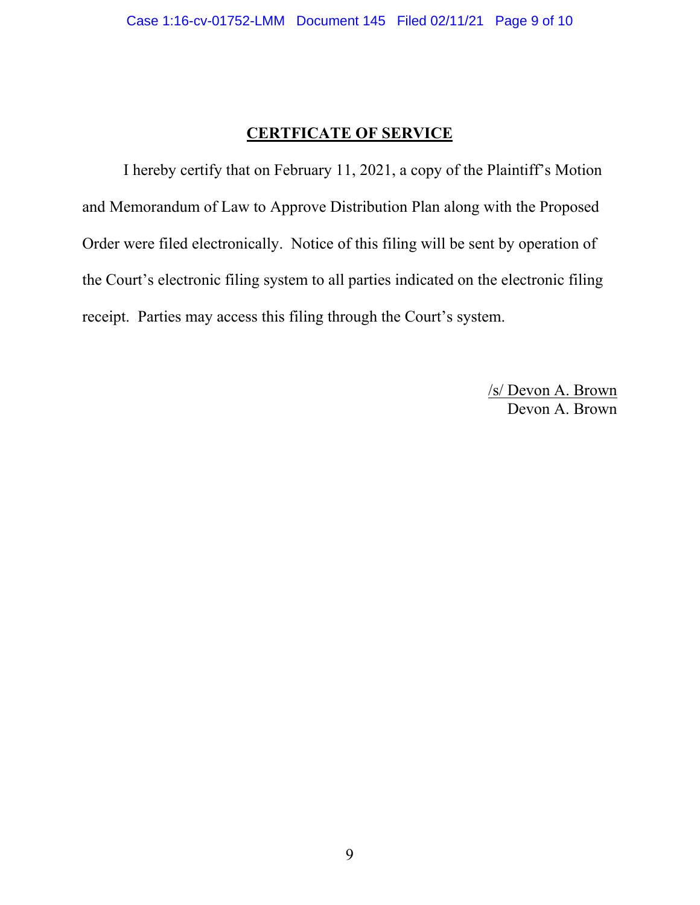## CERTFICATE OF SERVICE

I hereby certify that on February 11, 2021, a copy of the Plaintiff's Motion and Memorandum of Law to Approve Distribution Plan along with the Proposed Order were filed electronically. Notice of this filing will be sent by operation of the Court's electronic filing system to all parties indicated on the electronic filing receipt. Parties may access this filing through the Court's system.

/s/ Devon A. Brown
Devon A. Brown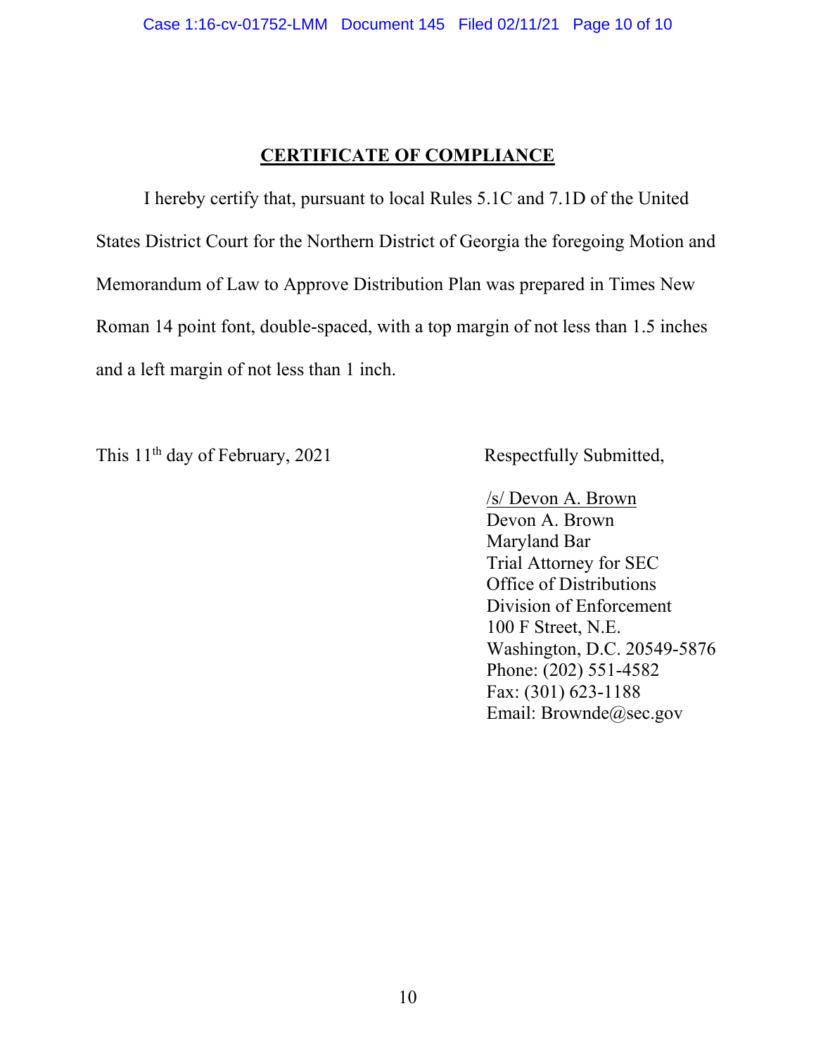# CERTIFICATE OF COMPLIANCE

I hereby certify that, pursuant to local Rules 5.1C and 7.1D of the United States District Court for the Northern District of Georgia the foregoing Motion and Memorandum of Law to Approve Distribution Plan was prepared in Times New Roman 14 point font, double-spaced, with a top margin of not less than 1.5 inches and a left margin of not less than 1 inch.

This 11th day of February, 2021

Respectfully Submitted,

/s/ Devon A. Brown
Devon A. Brown
Maryland Bar
Trial Attorney for SEC
Office of Distributions
Division of Enforcement
100 F Street, N.E.
Washington, D.C. 20549-5876
Phone: (202) 551-4582
Fax: (301) 623-1188
Email: Brownde@sec.gov